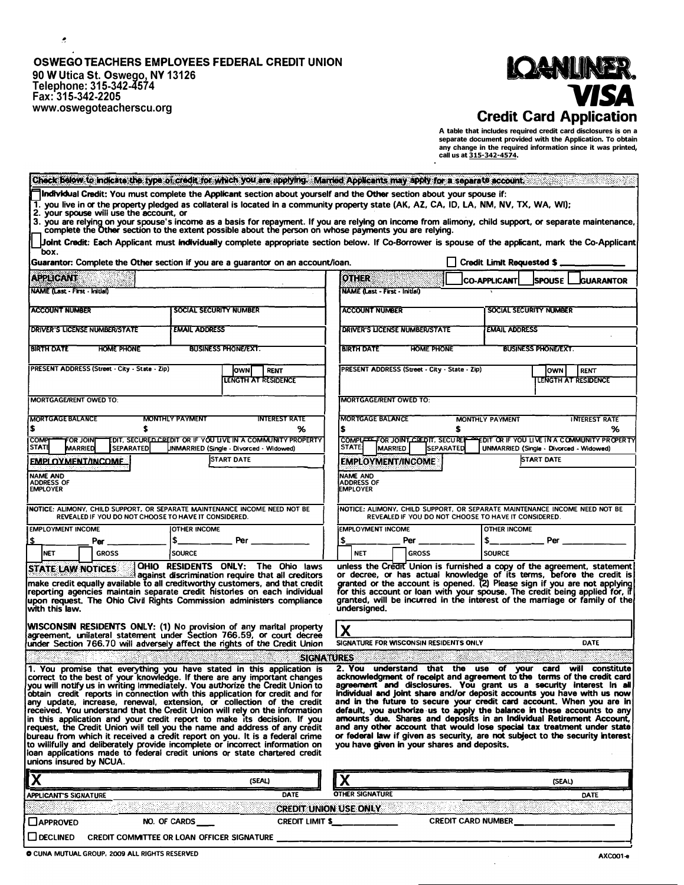**OSWEGO TEACHERS EMPLOYEES FEDERAL CREDIT UNION**
90 W Utica St. Oswego, NY 13126
Telephone: 315-342-4574
Fax: 315-342-2205
www.oswegoteacherscu.org

**LOANLINER. VISA**

# Credit Card Application

A table that includes required credit card disclosures is on a separate document provided with the Application. To obtain any change in the required information since it was printed, call us at 315-342-4574.

**Check below to indicate the type of credit for which you are applying. Married Applicants may apply for a separate account.**

☐ **Individual Credit:** You must complete the **Applicant** section about yourself and the **Other** section about your spouse if:
1. you live in or the property pledged as collateral is located in a community property state (AK, AZ, CA, ID, LA, NM, NV, TX, WA, WI);
2. your spouse will use the account, or
3. you are relying on your spouse's income as a basis for repayment. If you are relying on income from alimony, child support, or separate maintenance, complete the Other section to the extent possible about the person on whose payments you are relying.

☐ **Joint Credit:** Each Applicant must **individually** complete appropriate section below. If Co-Borrower is spouse of the applicant, mark the Co-Applicant box.

**Guarantor:** Complete the Other section if you are a guarantor on an account/loan. ☐ **Credit Limit Requested $** ____________

## APPLICANT

NAME (Last - First - Initial)

ACCOUNT NUMBER | SOCIAL SECURITY NUMBER

DRIVER'S LICENSE NUMBER/STATE | EMAIL ADDRESS

BIRTH DATE | HOME PHONE | BUSINESS PHONE/EXT.

PRESENT ADDRESS (Street - City - State - Zip) | ☐ OWN ☐ RENT | LENGTH AT RESIDENCE

MORTGAGE/RENT OWED TO:

MORTGAGE BALANCE $ | MONTHLY PAYMENT $ | INTEREST RATE %

COMPLETE FOR JOINT CREDIT, SECURED CREDIT OR IF YOU LIVE IN A COMMUNITY PROPERTY STATE: ☐ MARRIED ☐ SEPARATED ☐ UNMARRIED (Single - Divorced - Widowed)

**EMPLOYMENT/INCOME** | START DATE

NAME AND ADDRESS OF EMPLOYER

NOTICE: ALIMONY, CHILD SUPPORT, OR SEPARATE MAINTENANCE INCOME NEED NOT BE REVEALED IF YOU DO NOT CHOOSE TO HAVE IT CONSIDERED.

EMPLOYMENT INCOME $ ________ Per ________ ☐ NET ☐ GROSS | OTHER INCOME $ ________ Per ________ SOURCE

## OTHER ☐ CO-APPLICANT ☐ SPOUSE ☐ GUARANTOR

NAME (Last - First - Initial)

ACCOUNT NUMBER | SOCIAL SECURITY NUMBER

DRIVER'S LICENSE NUMBER/STATE | EMAIL ADDRESS

BIRTH DATE | HOME PHONE | BUSINESS PHONE/EXT.

PRESENT ADDRESS (Street - City - State - Zip) | ☐ OWN ☐ RENT | LENGTH AT RESIDENCE

MORTGAGE/RENT OWED TO:

MORTGAGE BALANCE $ | MONTHLY PAYMENT $ | INTEREST RATE %

COMPLETE FOR JOINT CREDIT, SECURED CREDIT OR IF YOU LIVE IN A COMMUNITY PROPERTY STATE: ☐ MARRIED ☐ SEPARATED ☐ UNMARRIED (Single - Divorced - Widowed)

**EMPLOYMENT/INCOME** | START DATE

NAME AND ADDRESS OF EMPLOYER

NOTICE: ALIMONY, CHILD SUPPORT, OR SEPARATE MAINTENANCE INCOME NEED NOT BE REVEALED IF YOU DO NOT CHOOSE TO HAVE IT CONSIDERED.

EMPLOYMENT INCOME $ ________ Per ________ ☐ NET ☐ GROSS | OTHER INCOME $ ________ Per ________ SOURCE

## STATE LAW NOTICES

**OHIO RESIDENTS ONLY:** The Ohio laws against discrimination require that all creditors make credit equally available to all creditworthy customers, and that credit reporting agencies maintain separate credit histories on each individual upon request. The Ohio Civil Rights Commission administers compliance with this law.

**WISCONSIN RESIDENTS ONLY:** (1) No provision of any marital property agreement, unilateral statement under Section 766.59, or court decree under Section 766.70 will adversely affect the rights of the Credit Union unless the Credit Union is furnished a copy of the agreement, statement or decree, or has actual knowledge of its terms, before the credit is granted or the account is opened. (2) Please sign if you are not applying for this account or loan with your spouse. The credit being applied for, if granted, will be incurred in the interest of the marriage or family of the undersigned.

**X** ______________________
SIGNATURE FOR WISCONSIN RESIDENTS ONLY | DATE

## SIGNATURES

1. You promise that everything you have stated in this application is correct to the best of your knowledge. If there are any important changes you will notify us in writing immediately. You authorize the Credit Union to obtain credit reports in connection with this application for credit and for any update, increase, renewal, extension, or collection of the credit received. You understand that the Credit Union will rely on the information in this application and your credit report to make its decision. If you request, the Credit Union will tell you the name and address of any credit bureau from which it received a credit report on you. It is a federal crime to willfully and deliberately provide incomplete or incorrect information on loan applications made to federal credit unions or state chartered credit unions insured by NCUA.

2. You understand that the use of your card will constitute acknowledgment of receipt and agreement to the terms of the credit card agreement and disclosures. You grant us a security interest in all individual and joint share and/or deposit accounts you have with us now and in the future to secure your credit card account. When you are in default, you authorize us to apply the balance in these accounts to any amounts due. Shares and deposits in an Individual Retirement Account, and any other account that would lose special tax treatment under state or federal law if given as security, are not subject to the security interest you have given in your shares and deposits.

**X** ______________________ (SEAL)
APPLICANT'S SIGNATURE | DATE

**X** ______________________ (SEAL)
OTHER SIGNATURE | DATE

## CREDIT UNION USE ONLY

☐ APPROVED NO. OF CARDS ____ CREDIT LIMIT $ ____________ CREDIT CARD NUMBER ____________

☐ DECLINED CREDIT COMMITTEE OR LOAN OFFICER SIGNATURE ____________

© CUNA MUTUAL GROUP, 2009 ALL RIGHTS RESERVED AXC001-e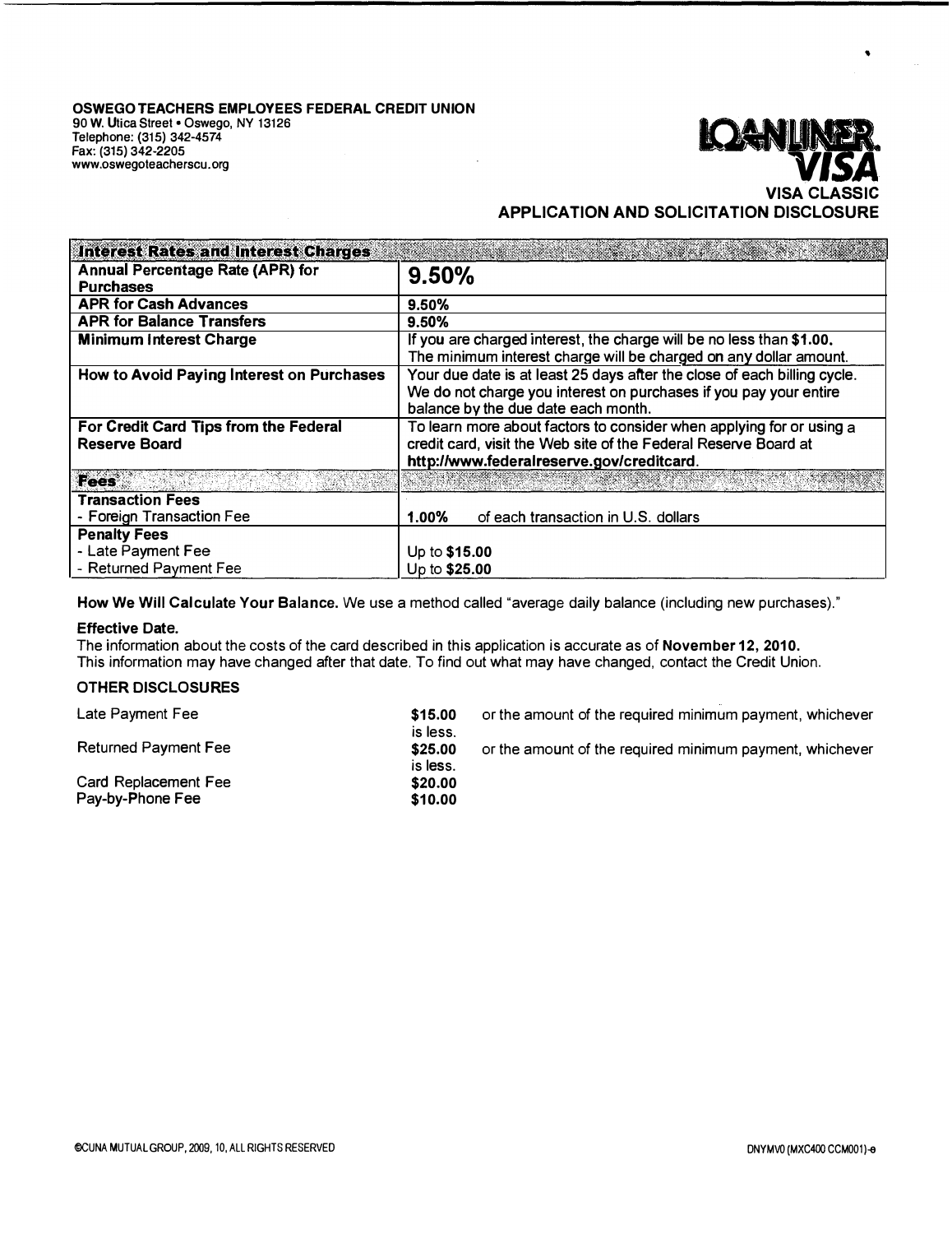**OSWEGO TEACHERS EMPLOYEES FEDERAL CREDIT UNION**
90 W. Utica Street • Oswego, NY 13126
Telephone: (315) 342-4574
Fax: (315) 342-2205
www.oswegoteacherscu.org

**LOANLINER VISA**

**VISA CLASSIC**

## APPLICATION AND SOLICITATION DISCLOSURE

| **Interest Rates and Interest Charges** | |
|---|---|
| **Annual Percentage Rate (APR) for Purchases** | **9.50%** |
| **APR for Cash Advances** | **9.50%** |
| **APR for Balance Transfers** | **9.50%** |
| **Minimum Interest Charge** | If you are charged interest, the charge will be no less than **$1.00.** The minimum interest charge will be charged on any dollar amount. |
| **How to Avoid Paying Interest on Purchases** | Your due date is at least 25 days after the close of each billing cycle. We do not charge you interest on purchases if you pay your entire balance by the due date each month. |
| **For Credit Card Tips from the Federal Reserve Board** | To learn more about factors to consider when applying for or using a credit card, visit the Web site of the Federal Reserve Board at **http://www.federalreserve.gov/creditcard.** |
| **Fees** | |
| **Transaction Fees**<br>- Foreign Transaction Fee | **1.00%** of each transaction in U.S. dollars |
| **Penalty Fees**<br>- Late Payment Fee<br>- Returned Payment Fee | Up to **$15.00**<br>Up to **$25.00** |

**How We Will Calculate Your Balance.** We use a method called "average daily balance (including new purchases)."

**Effective Date.**
The information about the costs of the card described in this application is accurate as of **November 12, 2010.**
This information may have changed after that date. To find out what may have changed, contact the Credit Union.

**OTHER DISCLOSURES**

| | | |
|---|---|---|
| Late Payment Fee | **$15.00** | or the amount of the required minimum payment, whichever is less. |
| Returned Payment Fee | **$25.00** | or the amount of the required minimum payment, whichever is less. |
| Card Replacement Fee | **$20.00** | |
| Pay-by-Phone Fee | **$10.00** | |

©CUNA MUTUAL GROUP, 2009, 10, ALL RIGHTS RESERVED

DNYMV0 (MXC400 CCM001)-e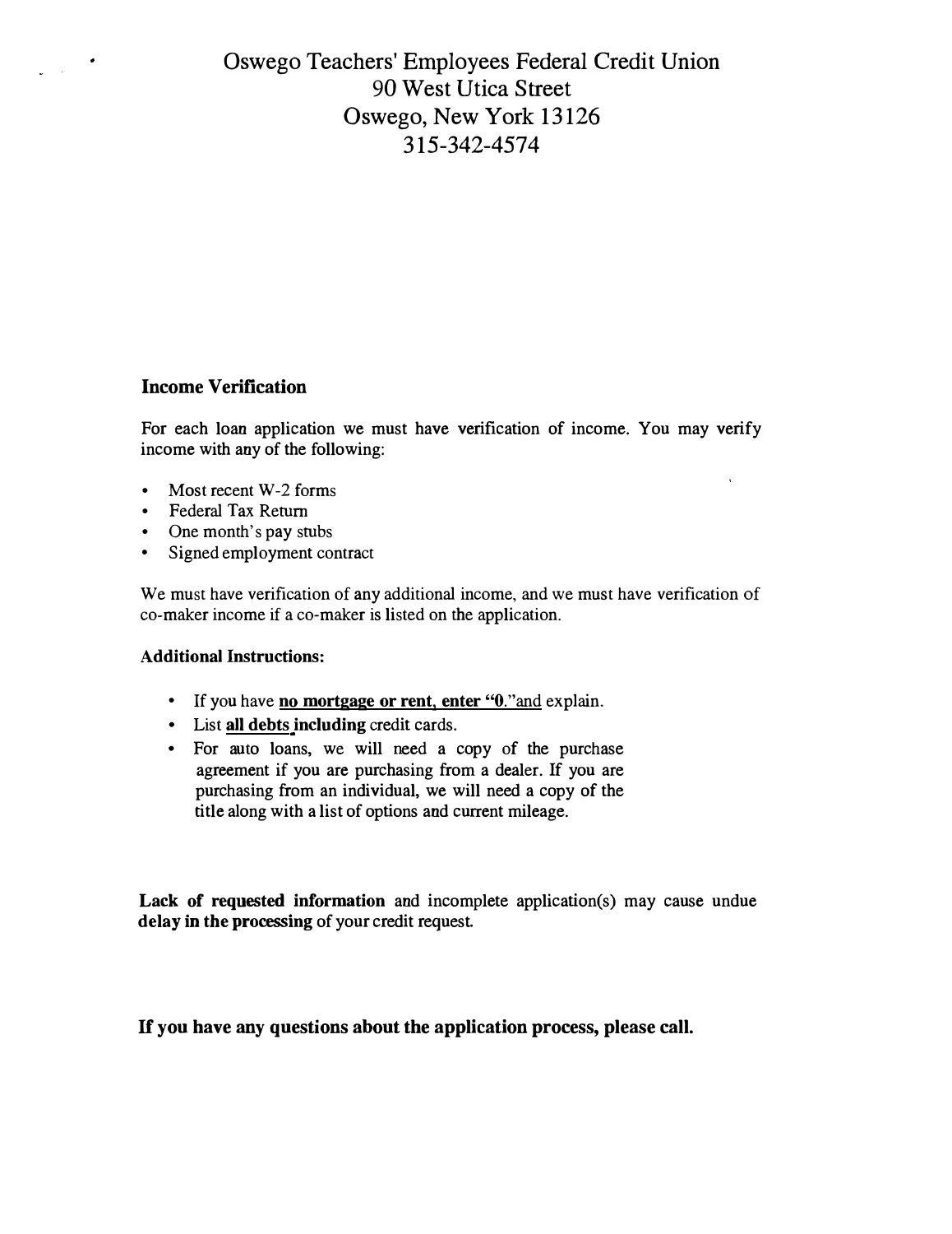# Oswego Teachers' Employees Federal Credit Union
90 West Utica Street
Oswego, New York 13126
315-342-4574

### Income Verification

For each loan application we must have verification of income. You may verify income with any of the following:

- Most recent W-2 forms
- Federal Tax Return
- One month's pay stubs
- Signed employment contract

We must have verification of any additional income, and we must have verification of co-maker income if a co-maker is listed on the application.

**Additional Instructions:**

- If you have **no mortgage or rent, enter "0."** and explain.
- List **all debts including** credit cards.
- For auto loans, we will need a copy of the purchase agreement if you are purchasing from a dealer. If you are purchasing from an individual, we will need a copy of the title along with a list of options and current mileage.

**Lack of requested information** and incomplete application(s) may cause undue **delay in the processing** of your credit request.

**If you have any questions about the application process, please call.**